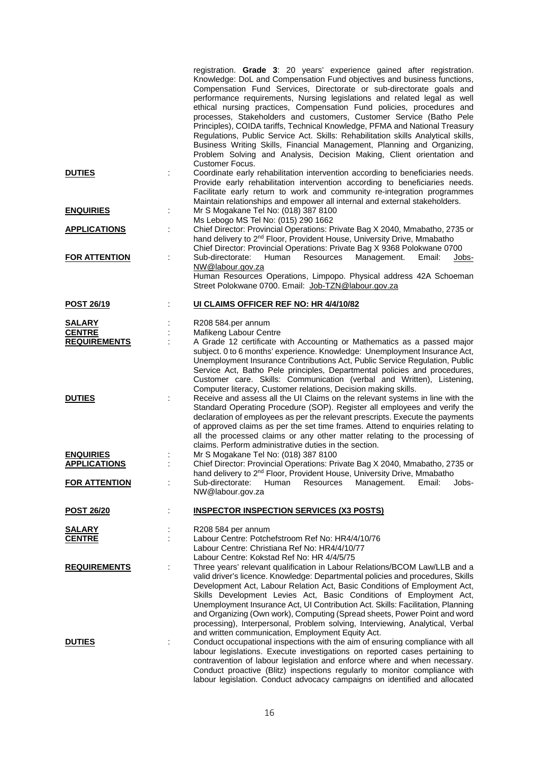registration. **Grade 3**: 20 years' experience gained after registration. Knowledge: DoL and Compensation Fund objectives and business functions, Compensation Fund Services, Directorate or sub-directorate goals and performance requirements, Nursing legislations and related legal as well ethical nursing practices, Compensation Fund policies, procedures and processes, Stakeholders and customers, Customer Service (Batho Pele Principles), COIDA tariffs, Technical Knowledge, PFMA and National Treasury Regulations, Public Service Act. Skills: Rehabilitation skills Analytical skills, Business Writing Skills, Financial Management, Planning and Organizing, Problem Solving and Analysis, Decision Making, Client orientation and Customer Focus.

**DUTIES** : Coordinate early rehabilitation intervention according to beneficiaries needs. Provide early rehabilitation intervention according to beneficiaries needs. Facilitate early return to work and community re-integration programmes Maintain relationships and empower all internal and external stakeholders.

**ENQUIRIES** : Mr S Mogakane Tel No: (018) 387 8100
Ms Lebogo MS Tel No: (015) 290 1662

**APPLICATIONS** : Chief Director: Provincial Operations: Private Bag X 2040, Mmabatho, 2735 or hand delivery to 2nd Floor, Provident House, University Drive, Mmabatho
Chief Director: Provincial Operations: Private Bag X 9368 Polokwane 0700

**FOR ATTENTION** : Sub-directorate: Human Resources Management. Email: Jobs-NW@labour.gov.za
Human Resources Operations, Limpopo. Physical address 42A Schoeman Street Polokwane 0700. Email: Job-TZN@labour.gov.za

## POST 26/19 : UI CLAIMS OFFICER REF NO: HR 4/4/10/82

**SALARY** : R208 584.per annum

**CENTRE** : Mafikeng Labour Centre

**REQUIREMENTS** : A Grade 12 certificate with Accounting or Mathematics as a passed major subject. 0 to 6 months' experience. Knowledge: Unemployment Insurance Act, Unemployment Insurance Contributions Act, Public Service Regulation, Public Service Act, Batho Pele principles, Departmental policies and procedures, Customer care. Skills: Communication (verbal and Written), Listening, Computer literacy, Customer relations, Decision making skills.

**DUTIES** : Receive and assess all the UI Claims on the relevant systems in line with the Standard Operating Procedure (SOP). Register all employees and verify the declaration of employees as per the relevant prescripts. Execute the payments of approved claims as per the set time frames. Attend to enquiries relating to all the processed claims or any other matter relating to the processing of claims. Perform administrative duties in the section.

**ENQUIRIES** : Mr S Mogakane Tel No: (018) 387 8100

**APPLICATIONS** : Chief Director: Provincial Operations: Private Bag X 2040, Mmabatho, 2735 or hand delivery to 2nd Floor, Provident House, University Drive, Mmabatho

**FOR ATTENTION** : Sub-directorate: Human Resources Management. Email: Jobs-NW@labour.gov.za

## POST 26/20 : INSPECTOR INSPECTION SERVICES (X3 POSTS)

**SALARY** : R208 584 per annum

**CENTRE** : Labour Centre: Potchefstroom Ref No: HR4/4/10/76
Labour Centre: Christiana Ref No: HR4/4/10/77
Labour Centre: Kokstad Ref No: HR 4/4/5/75

**REQUIREMENTS** : Three years' relevant qualification in Labour Relations/BCOM Law/LLB and a valid driver's licence. Knowledge: Departmental policies and procedures, Skills Development Act, Labour Relation Act, Basic Conditions of Employment Act, Skills Development Levies Act, Basic Conditions of Employment Act, Unemployment Insurance Act, UI Contribution Act. Skills: Facilitation, Planning and Organizing (Own work), Computing (Spread sheets, Power Point and word processing), Interpersonal, Problem solving, Interviewing, Analytical, Verbal and written communication, Employment Equity Act.

**DUTIES** : Conduct occupational inspections with the aim of ensuring compliance with all labour legislations. Execute investigations on reported cases pertaining to contravention of labour legislation and enforce where and when necessary. Conduct proactive (Blitz) inspections regularly to monitor compliance with labour legislation. Conduct advocacy campaigns on identified and allocated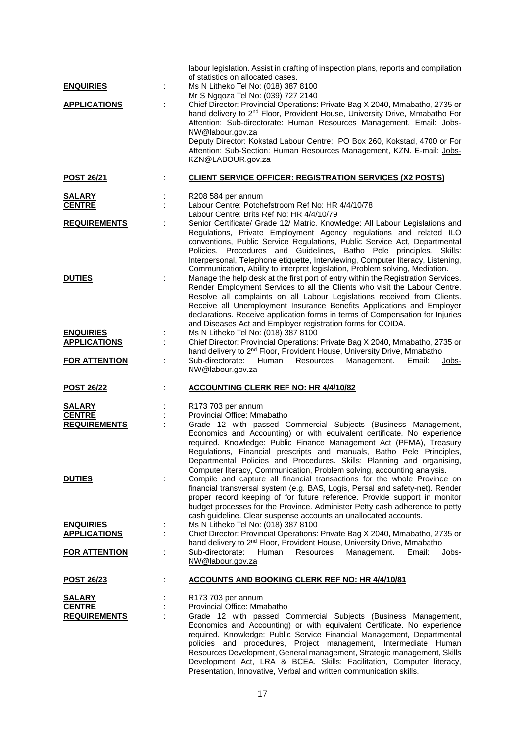labour legislation. Assist in drafting of inspection plans, reports and compilation of statistics on allocated cases.

**ENQUIRIES** : Ms N Litheko Tel No: (018) 387 8100
Mr S Ngqoza Tel No: (039) 727 2140

**APPLICATIONS** : Chief Director: Provincial Operations: Private Bag X 2040, Mmabatho, 2735 or hand delivery to 2nd Floor, Provident House, University Drive, Mmabatho For Attention: Sub-directorate: Human Resources Management. Email: Jobs-NW@labour.gov.za
Deputy Director: Kokstad Labour Centre: PO Box 260, Kokstad, 4700 or For Attention: Sub-Section: Human Resources Management, KZN. E-mail: Jobs-KZN@LABOUR.gov.za

**POST 26/21** : **CLIENT SERVICE OFFICER: REGISTRATION SERVICES (X2 POSTS)**

**SALARY** : R208 584 per annum

**CENTRE** : Labour Centre: Potchefstroom Ref No: HR 4/4/10/78
Labour Centre: Brits Ref No: HR 4/4/10/79

**REQUIREMENTS** : Senior Certificate/ Grade 12/ Matric. Knowledge: All Labour Legislations and Regulations, Private Employment Agency regulations and related ILO conventions, Public Service Regulations, Public Service Act, Departmental Policies, Procedures and Guidelines, Batho Pele principles. Skills: Interpersonal, Telephone etiquette, Interviewing, Computer literacy, Listening, Communication, Ability to interpret legislation, Problem solving, Mediation.

**DUTIES** : Manage the help desk at the first port of entry within the Registration Services. Render Employment Services to all the Clients who visit the Labour Centre. Resolve all complaints on all Labour Legislations received from Clients. Receive all Unemployment Insurance Benefits Applications and Employer declarations. Receive application forms in terms of Compensation for Injuries and Diseases Act and Employer registration forms for COIDA.

**ENQUIRIES** : Ms N Litheko Tel No: (018) 387 8100

**APPLICATIONS** : Chief Director: Provincial Operations: Private Bag X 2040, Mmabatho, 2735 or hand delivery to 2nd Floor, Provident House, University Drive, Mmabatho

**FOR ATTENTION** : Sub-directorate: Human Resources Management. Email: Jobs-NW@labour.gov.za

**POST 26/22** : **ACCOUNTING CLERK REF NO: HR 4/4/10/82**

**SALARY** : R173 703 per annum

**CENTRE** : Provincial Office: Mmabatho

**REQUIREMENTS** : Grade 12 with passed Commercial Subjects (Business Management, Economics and Accounting) or with equivalent certificate. No experience required. Knowledge: Public Finance Management Act (PFMA), Treasury Regulations, Financial prescripts and manuals, Batho Pele Principles, Departmental Policies and Procedures. Skills: Planning and organising, Computer literacy, Communication, Problem solving, accounting analysis.

**DUTIES** : Compile and capture all financial transactions for the whole Province on financial transversal system (e.g. BAS, Logis, Persal and safety-net). Render proper record keeping of for future reference. Provide support in monitor budget processes for the Province. Administer Petty cash adherence to petty cash guideline. Clear suspense accounts an unallocated accounts.

**ENQUIRIES** : Ms N Litheko Tel No: (018) 387 8100

**APPLICATIONS** : Chief Director: Provincial Operations: Private Bag X 2040, Mmabatho, 2735 or hand delivery to 2nd Floor, Provident House, University Drive, Mmabatho

**FOR ATTENTION** : Sub-directorate: Human Resources Management. Email: Jobs-NW@labour.gov.za

**POST 26/23** : **ACCOUNTS AND BOOKING CLERK REF NO: HR 4/4/10/81**

**SALARY** : R173 703 per annum

**CENTRE** : Provincial Office: Mmabatho

**REQUIREMENTS** : Grade 12 with passed Commercial Subjects (Business Management, Economics and Accounting) or with equivalent Certificate. No experience required. Knowledge: Public Service Financial Management, Departmental policies and procedures, Project management, Intermediate Human Resources Development, General management, Strategic management, Skills Development Act, LRA & BCEA. Skills: Facilitation, Computer literacy, Presentation, Innovative, Verbal and written communication skills.